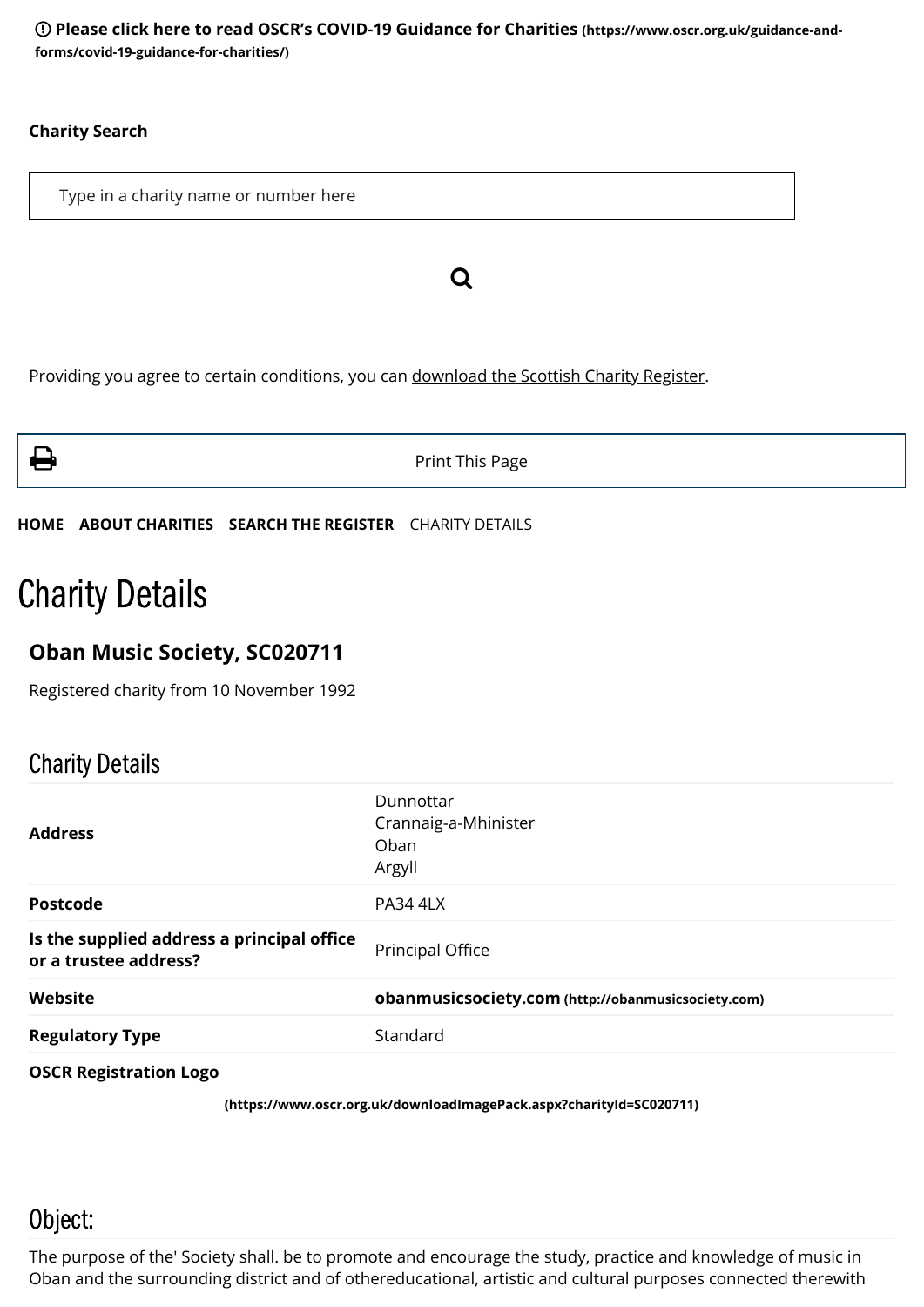ⓘ **Please click here to read OSCR's COVID-19 Guidance for Charities (https://www.oscr.org.uk/guidance-and-forms/covid-19-guidance-for-charities/)**

**Charity Search**

Type in a charity name or number here

Providing you agree to certain conditions, you can download the Scottish Charity Register.

Print This Page

**HOME** **ABOUT CHARITIES** **SEARCH THE REGISTER** CHARITY DETAILS

# Charity Details

## Oban Music Society, SC020711

Registered charity from 10 November 1992

## Charity Details

| | |
|---|---|
| **Address** | Dunnottar<br>Crannaig-a-Mhinister<br>Oban<br>Argyll |
| **Postcode** | PA34 4LX |
| **Is the supplied address a principal office or a trustee address?** | Principal Office |
| **Website** | **obanmusicsociety.com (http://obanmusicsociety.com)** |
| **Regulatory Type** | Standard |

**OSCR Registration Logo**

**(https://www.oscr.org.uk/downloadImagePack.aspx?charityId=SC020711)**

## Object:

The purpose of the' Society shall. be to promote and encourage the study, practice and knowledge of music in Oban and the surrounding district and of othereducational, artistic and cultural purposes connected therewith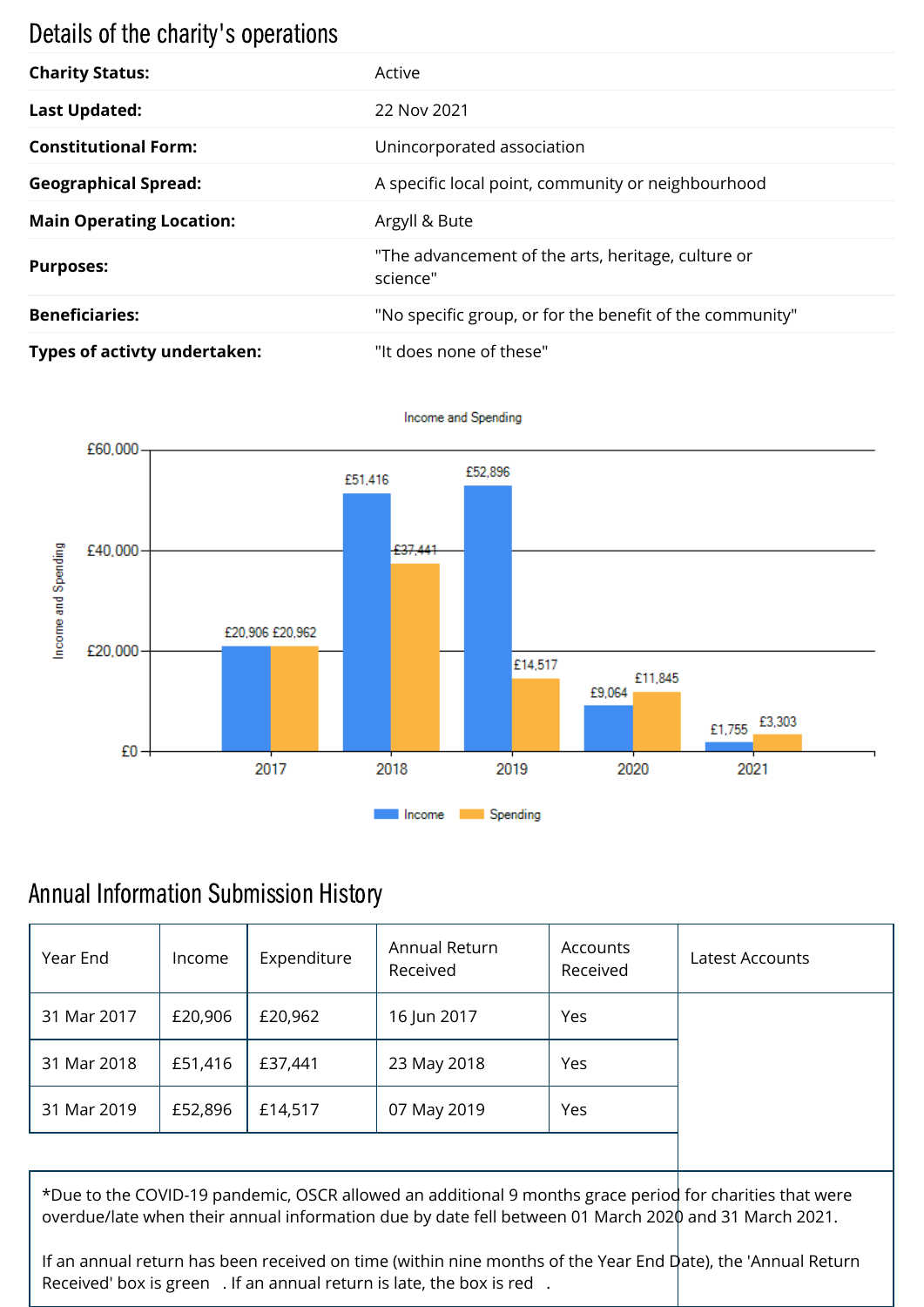## Details of the charity's operations

| | |
|---|---|
| **Charity Status:** | Active |
| **Last Updated:** | 22 Nov 2021 |
| **Constitutional Form:** | Unincorporated association |
| **Geographical Spread:** | A specific local point, community or neighbourhood |
| **Main Operating Location:** | Argyll & Bute |
| **Purposes:** | "The advancement of the arts, heritage, culture or science" |
| **Beneficiaries:** | "No specific group, or for the benefit of the community" |
| **Types of activty undertaken:** | "It does none of these" |

Income and Spending

| Year | Income | Spending |
|---|---|---|
| 2017 | £20,906 | £20,962 |
| 2018 | £51,416 | £37,441 |
| 2019 | £52,896 | £14,517 |
| 2020 | £9,064 | £11,845 |
| 2021 | £1,755 | £3,303 |

## Annual Information Submission History

| Year End | Income | Expenditure | Annual Return Received | Accounts Received | Latest Accounts |
|---|---|---|---|---|---|
| 31 Mar 2017 | £20,906 | £20,962 | 16 Jun 2017 | Yes | |
| 31 Mar 2018 | £51,416 | £37,441 | 23 May 2018 | Yes | |
| 31 Mar 2019 | £52,896 | £14,517 | 07 May 2019 | Yes | |

*Due to the COVID-19 pandemic, OSCR allowed an additional 9 months grace period for charities that were overdue/late when their annual information due by date fell between 01 March 2020 and 31 March 2021.

If an annual return has been received on time (within nine months of the Year End Date), the 'Annual Return Received' box is green . If an annual return is late, the box is red .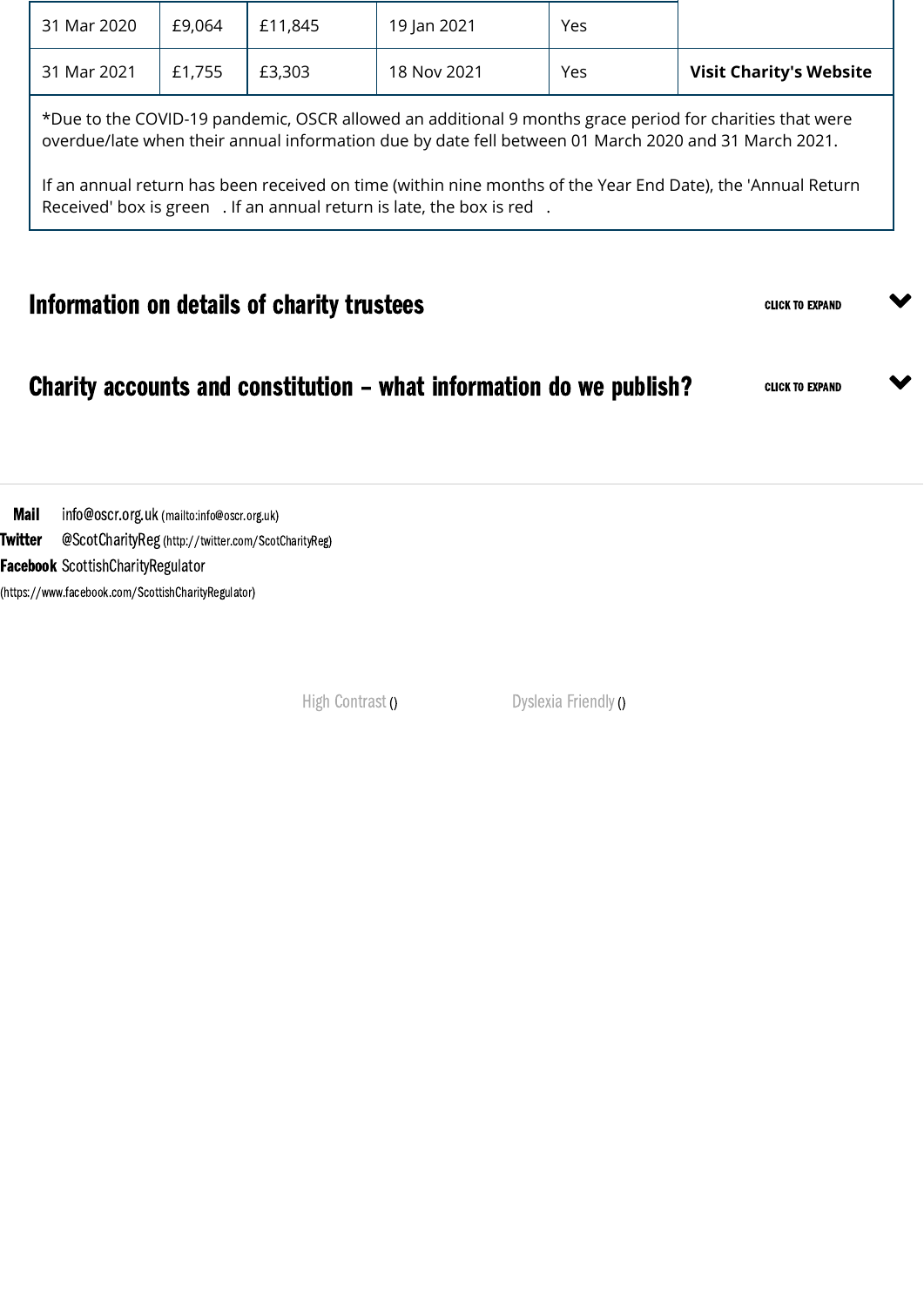| | | | | | |
|---|---|---|---|---|---|
| 31 Mar 2020 | £9,064 | £11,845 | 19 Jan 2021 | Yes | |
| 31 Mar 2021 | £1,755 | £3,303 | 18 Nov 2021 | Yes | **Visit Charity's Website** |

*Due to the COVID-19 pandemic, OSCR allowed an additional 9 months grace period for charities that were overdue/late when their annual information due by date fell between 01 March 2020 and 31 March 2021.

If an annual return has been received on time (within nine months of the Year End Date), the 'Annual Return Received' box is green . If an annual return is late, the box is red .

## Information on details of charity trustees

CLICK TO EXPAND

## Charity accounts and constitution – what information do we publish?

CLICK TO EXPAND

**Mail** info@oscr.org.uk (mailto:info@oscr.org.uk)

**Twitter** @ScotCharityReg (http://twitter.com/ScotCharityReg)

**Facebook** ScottishCharityRegulator (https://www.facebook.com/ScottishCharityRegulator)

High Contrast () Dyslexia Friendly ()